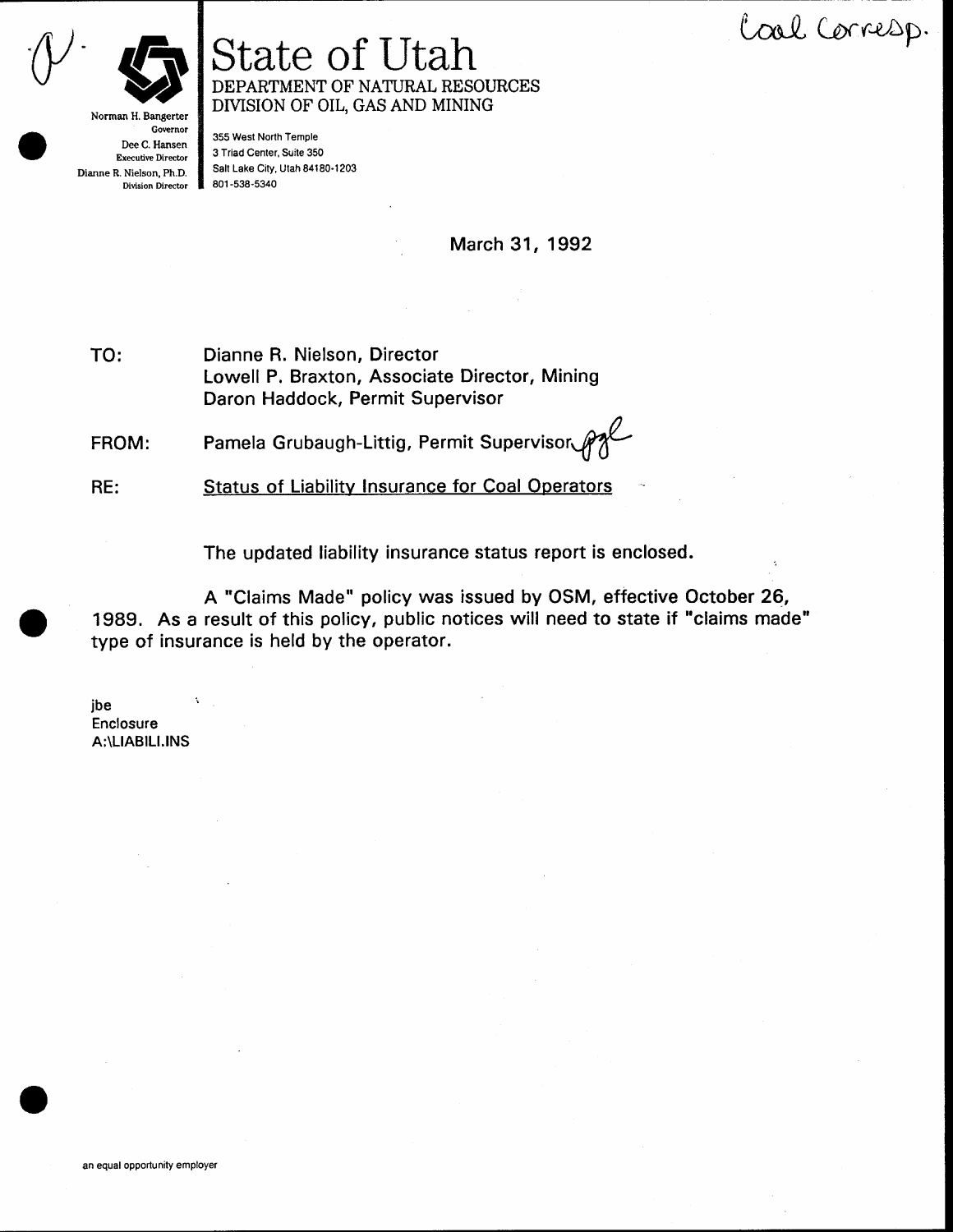Coal Corresp.

# State of Utah

DEPARTMENT OF NATURAL RESOURCES
DIVISION OF OIL, GAS AND MINING

Norman H. Bangerter
Governor
Dee C. Hansen
Executive Director
Dianne R. Nielson, Ph.D.
Division Director

355 West North Temple
3 Triad Center, Suite 350
Salt Lake City, Utah 84180-1203
801-538-5340

March 31, 1992

TO: Dianne R. Nielson, Director
Lowell P. Braxton, Associate Director, Mining
Daron Haddock, Permit Supervisor

FROM: Pamela Grubaugh-Littig, Permit Supervisor

RE: Status of Liability Insurance for Coal Operators

The updated liability insurance status report is enclosed.

A "Claims Made" policy was issued by OSM, effective October 26, 1989. As a result of this policy, public notices will need to state if "claims made" type of insurance is held by the operator.

jbe
Enclosure
A:\LIABILI.INS

an equal opportunity employer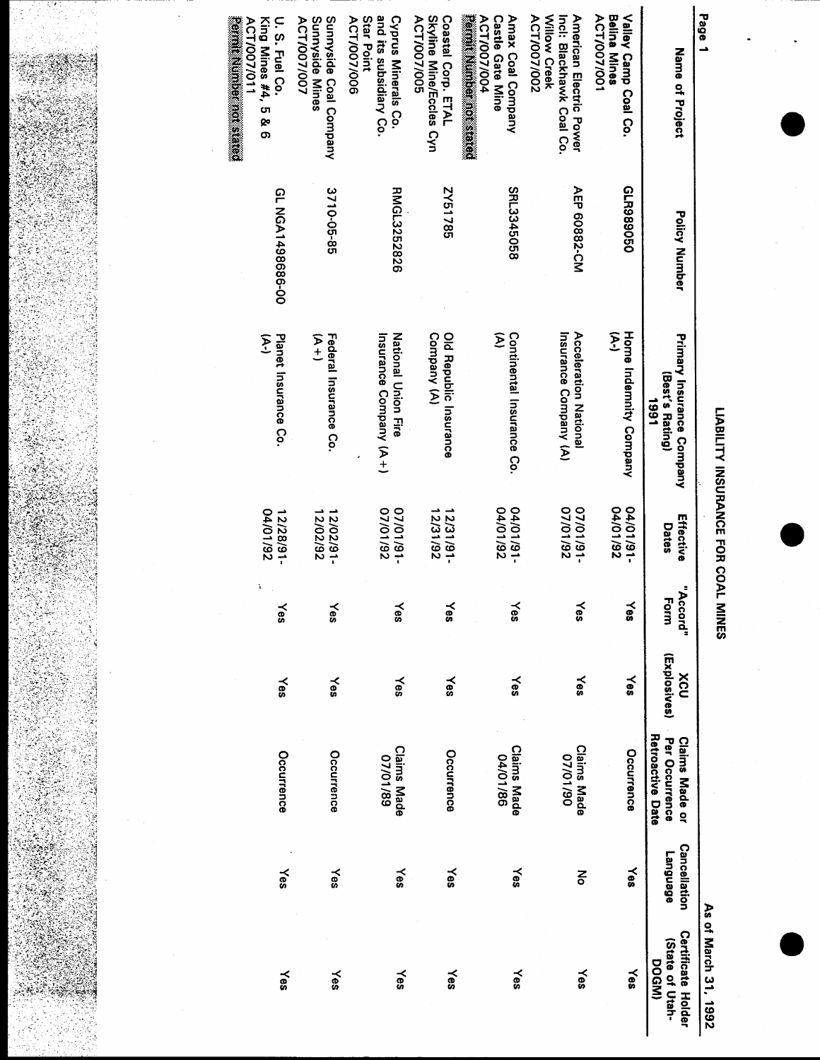# LIABILITY INSURANCE FOR COAL MINES

As of March 31, 1992

| Name of Project | Policy Number | Primary Insurance Company (Best's Rating) 1991 | Effective Dates | "Accord" Form | XCU (Explosives) | Claims Made or Per Occurrence Retroactive Date | Cancellation Language | Certificate Holder (State of Utah-DOGM) |
|---|---|---|---|---|---|---|---|---|
| Valley Camp Coal Co. Belina Mines ACT/007/001 | GLR989050 | Home Indemnity Company (A-) | 04/01/91-04/01/92 | Yes | Yes | Occurrence | Yes | Yes |
| American Electric Power Incl: Blackhawk Coal Co. Willow Creek ACT/007/002 | AEP 60882-CM | Acceleration National Insurance Company (A) | 07/01/91-07/01/92 | Yes | Yes | Claims Made 07/01/90 | No | Yes |
| Amax Coal Company Castle Gate Mine ACT/007/004 **Permit Number not stated** | SRL3345058 | Continental Insurance Co. (A) | 04/01/91-04/01/92 | Yes | Yes | Claims Made 04/01/86 | Yes | Yes |
| Coastal Corp. ETAL Skyline Mine/Eccles Cyn ACT/007/005 | ZY51785 | Old Republic Insurance Company (A) | 12/31/91-12/31/92 | Yes | Yes | Occurrence | Yes | Yes |
| Cyprus Minerals Co. and its subsidiary Co. Star Point ACT/007/006 | RMGL3252826 | National Union Fire Insurance Company (A+) | 07/01/91-07/01/92 | Yes | Yes | Claims Made 07/01/89 | Yes | Yes |
| Sunnyside Coal Company Sunnyside Mines ACT/007/007 | 3710-05-85 | Federal Insurance Co. (A+) | 12/02/91-12/02/92 | Yes | Yes | Occurrence | Yes | Yes |
| U. S. Fuel Co. King Mines #4, 5 & 6 ACT/007/011 **Permit Number not stated** | GL NGA1498686-00 | Planet Insurance Co. (A-) | 12/28/91-04/01/92 | Yes | Yes | Occurrence | Yes | Yes |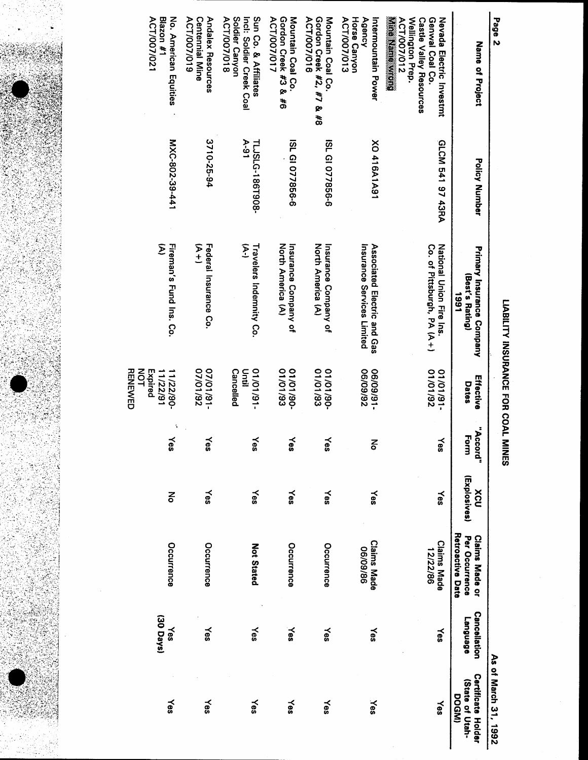As of March 31, 1992

# LIABILITY INSURANCE FOR COAL MINES

| Name of Project | Policy Number | Primary Insurance Company (Best's Rating) 1991 | Effective Dates | "Accord" Form | XCU (Explosives) | Claims Made or Per Occurrence Retroactive Date | Cancellation Language | Certificate Holder (State of Utah-DOGM) |
|---|---|---|---|---|---|---|---|---|
| Nevada Electric Investmt Genwal Coal Co. Castle Valley Resources Wellington Prep. ACT/007/012 **Mine Name wrong** | GLCM 541 97 43RA | National Union Fire Ins. Co. of Pittsburgh, PA (A+) | 01/01/91- 01/01/92 | Yes | Yes | Claims Made 12/22/86 | Yes | Yes |
| Intermountain Power Agency Horse Canyon ACT/007/013 | XO 416A1A91 | Associated Electric and Gas Insurance Services Limited | 06/09/91- 06/09/92 | No | Yes | Claims Made 06/09/86 | Yes | Yes |
| Mountain Coal Co. Gordon Creek #2, #7 & #8 ACT/007/016 | ISL GI 077856-9 | Insurance Company of North America (A) | 01/01/90- 01/01/93 | Yes | Yes | Occurrence | Yes | Yes |
| Mountain Coal Co. Gordon Creek #3 & #6 ACT/007/017 | ISL GI 077856-9 | Insurance Company of North America (A) | 01/01/90- 01/01/93 | Yes | Yes | Occurrence | Yes | Yes |
| Sun Co. & Affiliates Incl: Soldier Creek Coal Soldier Canyon ACT/007/018 | TLJSLG-186T908-A-91 | Travelers Indemnity Co. (A-) | 01/01/91- Until Cancelled | Yes | Yes | Not Stated | Yes | Yes |
| Andalex Resources Centennial Mine ACT/007/019 | 3710-25-94 | Federal Insurance Co. (A+) | 07/01/91- 07/01/92 | Yes | Yes | Occurrence | Yes | Yes |
| No. American Equities Blazon #1 ACT/007/021 | MXC-802-39-441 | Fireman's Fund Ins. Co. (A) | 11/22/90- 11/22/91 Expired NOT RENEWED | Yes | No | Occurrence | Yes (30 Days) | Yes |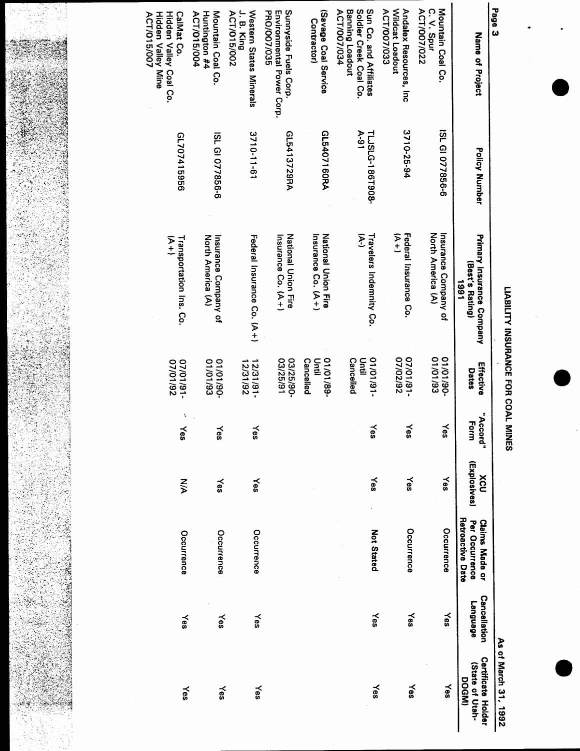# LIABILITY INSURANCE FOR COAL MINES

As of March 31, 1992

| Name of Project | Policy Number | Primary Insurance Company (Best's Rating) 1991 | Effective Dates | "Accord" Form | XCU (Explosives) | Claims Made or Per Occurrence Retroactive Date | Cancellation Language | Certificate Holder (State of Utah-DOGM) |
|---|---|---|---|---|---|---|---|---|
| Mountain Coal Co. C. V. Spur ACT/007/022 | ISL GI 077856-6 | Insurance Company of North America (A) | 01/01/90-01/01/93 | Yes | Yes | Occurrence | Yes | Yes |
| Andalex Resources, Inc Wildcat Loadout ACT/007/033 | 3710-25-94 | Federal Insurance Co. (A+) | 07/01/91-07/02/92 | Yes | Yes | Occurrence | Yes | Yes |
| Sun Co. and Affiliates Soldier Creek Coal Co. Banning Loadout ACT/007/034 | TLJSLG-186T908-A-91 | Travelers Indemnity Co. (A-) | 01/01/91-Until Cancelled | Yes | Yes | Not Stated | Yes | Yes |
| (Savage Coal Service Contractor) | GL5407160RA | National Union Fire Insurance Co. (A+) | 01/01/89-Until Cancelled | | | | | |
| Sunnyside Fuels Corp. Environmental Power Corp. PRO/007/035 | GL5413729RA | National Union Fire Insurance Co. (A+) | 03/25/90-03/25/91 | | | | | |
| Western States Minerals J. B. King ACT/015/002 | 3710-11-61 | Federal Insurance Co. (A+) | 12/31/91-12/31/92 | Yes | Yes | Occurrence | Yes | Yes |
| Mountain Coal Co. Huntington #4 ACT/015/004 | ISL GI 077856-6 | Insurance Company of North America (A) | 01/01/90-01/01/93 | Yes | Yes | Occurrence | Yes | Yes |
| CalMat Co. Hidden Valley Coal Co. Hidden Valley Mine ACT/015/007 | GL707415956 | Transportation Ins. Co. (A+) | 07/01/91-07/01/92 | Yes | N/A | Occurrence | Yes | Yes |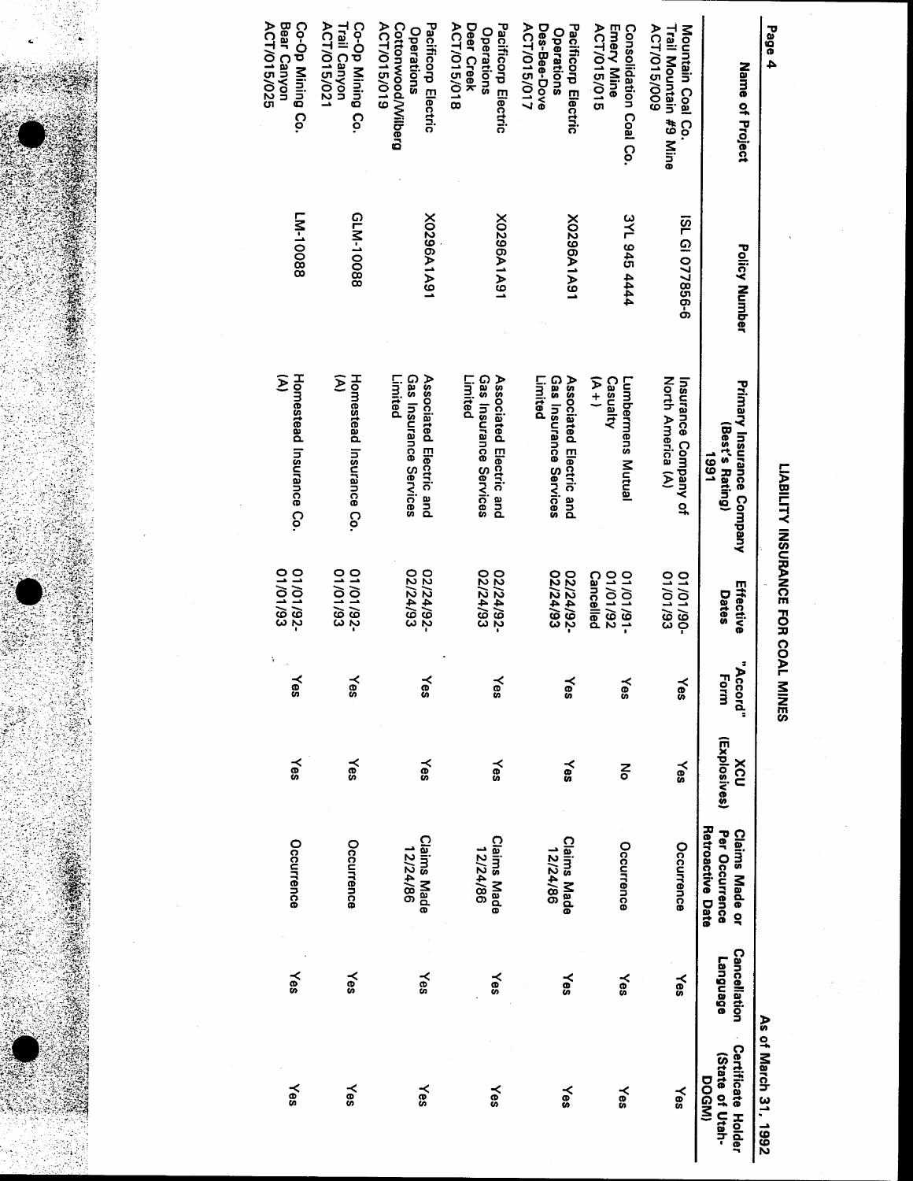As of March 31, 1992

# LIABILITY INSURANCE FOR COAL MINES

| Name of Project | Policy Number | Primary Insurance Company (Best's Rating) 1991 | Effective Dates | "Accord" Form | XCU (Explosives) | Claims Made or Per Occurrence Retroactive Date | Cancellation Language | Certificate Holder (State of Utah-DOGM) |
|---|---|---|---|---|---|---|---|---|
| Mountain Coal Co. Trail Mountain #9 Mine ACT/015/009 | ISL GI 077856-6 | Insurance Company of North America (A) | 01/01/90-01/01/93 | Yes | Yes | Occurrence | Yes | Yes |
| Consolidation Coal Co. Emery Mine ACT/015/015 | 3YL 945 4444 | Lumbermens Mutual Casualty (A+) | 01/01/91-01/01/92 Cancelled | Yes | No | Occurrence | Yes | Yes |
| Pacificorp Electric Operations Des-Bee-Dove ACT/015/017 | X0296A1A91 | Associated Electric and Gas Insurance Services Limited | 02/24/92-02/24/93 | Yes | Yes | Claims Made 12/24/86 | Yes | Yes |
| Pacificorp Electric Operations Deer Creek ACT/015/018 | X0296A1A91 | Associated Electric and Gas Insurance Services Limited | 02/24/92-02/24/93 | Yes | Yes | Claims Made 12/24/86 | Yes | Yes |
| Pacificorp Electric Operations Cottonwood/Wilberg ACT/015/019 | X0296A1A91 | Associated Electric and Gas Insurance Services Limited | 02/24/92-02/24/93 | Yes | Yes | Claims Made 12/24/86 | Yes | Yes |
| Co-Op Mining Co. Trail Canyon ACT/015/021 | GLM-10088 | Homestead Insurance Co. (A) | 01/01/92-01/01/93 | Yes | Yes | Occurrence | Yes | Yes |
| Co-Op Mining Co. Bear Canyon ACT/015/025 | LM-10088 | Homestead Insurance Co. (A) | 01/01/92-01/01/93 | Yes | Yes | Occurrence | Yes | Yes |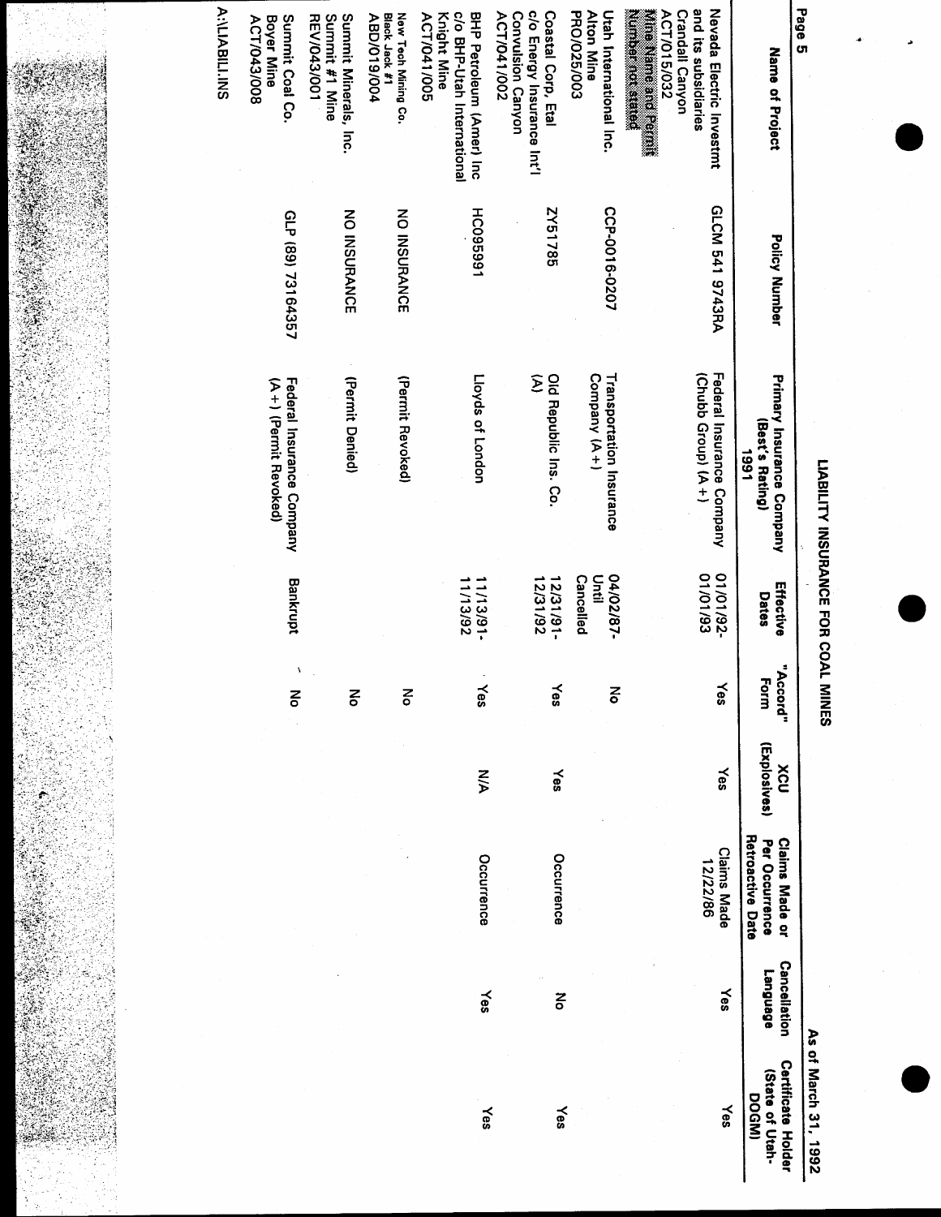As of March 31, 1992

# LIABILITY INSURANCE FOR COAL MINES

| Name of Project | Policy Number | Primary Insurance Company (Best's Rating) 1991 | Effective Dates | "Accord" Form | XCU (Explosives) | Claims Made or Per Occurrence Retroactive Date | Cancellation Language | Certificate Holder (State of Utah-DOGM) |
|---|---|---|---|---|---|---|---|---|
| Nevada Electric Investmt and its subsidiaries Crandall Canyon ACT/015/032 Mine Name and Permit Number not stated | GLCM 541 9743RA | Federal Insurance Company (Chubb Group) (A+) | 01/01/92-01/01/93 | Yes | Yes | Claims Made 12/22/86 | Yes | Yes |
| Utah International Inc. Alton Mine PRO/025/003 | CCP-0016-0207 | Transportation Insurance Company (A+) | 04/02/87-Until Cancelled | No | | | | |
| Coastal Corp, Etal c/o Energy Insurance Int'l Convulsion Canyon ACT/041/002 | ZY51785 | Old Republic Ins. Co. (A) | 12/31/91-12/31/92 | Yes | Yes | Occurrence | No | Yes |
| BHP Petroleum (Amer) Inc c/o BHP-Utah International Knight Mine ACT/041/005 | HC095991 | Lloyds of London | 11/13/91-11/13/92 | Yes | N/A | Occurrence | Yes | Yes |
| New Tech Mining Co. Black Jack #1 ABD/019/004 | NO INSURANCE | (Permit Revoked) | | No | | | | |
| Summit Minerals, Inc. Summit #1 Mine REV/043/001 | NO INSURANCE | (Permit Denied) | | No | | | | |
| Summit Coal Co. Boyer Mine ACT/043/008 | GLP (89) 73164357 | Federal Insurance Company (A+) (Permit Revoked) | Bankrupt | No | | | | |

A:\LIABILL.INS